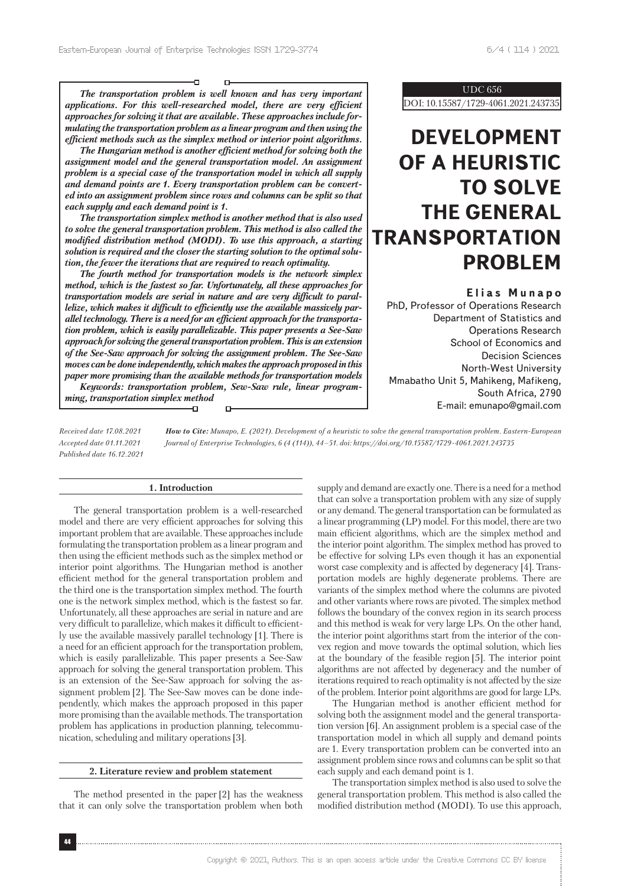UDC 656

DOI: 10.15587/1729-4061.2021.243735

# DEVELOPMENT OF A HEURISTIC TO SOLVE THE GENERAL TRANSPORTATION PROBLEM

**Elias Munapo**
PhD, Professor of Operations Research
Department of Statistics and Operations Research
School of Economics and Decision Sciences
North-West University
Mmabatho Unit 5, Mahikeng, Mafikeng, South Africa, 2790
E-mail: emunapo@gmail.com

***The transportation problem is well known and has very important applications. For this well-researched model, there are very efficient approaches for solving it that are available. These approaches include formulating the transportation problem as a linear program and then using the efficient methods such as the simplex method or interior point algorithms.***

***The Hungarian method is another efficient method for solving both the assignment model and the general transportation model. An assignment problem is a special case of the transportation model in which all supply and demand points are 1. Every transportation problem can be converted into an assignment problem since rows and columns can be split so that each supply and each demand point is 1.***

***The transportation simplex method is another method that is also used to solve the general transportation problem. This method is also called the modified distribution method (MODI). To use this approach, a starting solution is required and the closer the starting solution to the optimal solution, the fewer the iterations that are required to reach optimality.***

***The fourth method for transportation models is the network simplex method, which is the fastest so far. Unfortunately, all these approaches for transportation models are serial in nature and are very difficult to parallelize, which makes it difficult to efficiently use the available massively parallel technology. There is a need for an efficient approach for the transportation problem, which is easily parallelizable. This paper presents a See-Saw approach for solving the general transportation problem. This is an extension of the See-Saw approach for solving the assignment problem. The See-Saw moves can be done independently, which makes the approach proposed in this paper more promising than the available methods for transportation models***

***Keywords: transportation problem, Sew-Saw rule, linear programming, transportation simplex method***

*Received date 17.08.2021*
*Accepted date 01.11.2021*
*Published date 16.12.2021*

***How to Cite:*** *Munapo, E. (2021). Development of a heuristic to solve the general transportation problem. Eastern-European Journal of Enterprise Technologies, 6 (4 (114)), 44–51. doi: https://doi.org/10.15587/1729-4061.2021.243735*

## 1. Introduction

The general transportation problem is a well-researched model and there are very efficient approaches for solving this important problem that are available. These approaches include formulating the transportation problem as a linear program and then using the efficient methods such as the simplex method or interior point algorithms. The Hungarian method is another efficient method for the general transportation problem and the third one is the transportation simplex method. The fourth one is the network simplex method, which is the fastest so far. Unfortunately, all these approaches are serial in nature and are very difficult to parallelize, which makes it difficult to efficiently use the available massively parallel technology [1]. There is a need for an efficient approach for the transportation problem, which is easily parallelizable. This paper presents a See-Saw approach for solving the general transportation problem. This is an extension of the See-Saw approach for solving the assignment problem [2]. The See-Saw moves can be done independently, which makes the approach proposed in this paper more promising than the available methods. The transportation problem has applications in production planning, telecommunication, scheduling and military operations [3].

## 2. Literature review and problem statement

The method presented in the paper [2] has the weakness that it can only solve the transportation problem when both supply and demand are exactly one. There is a need for a method that can solve a transportation problem with any size of supply or any demand. The general transportation can be formulated as a linear programming (LP) model. For this model, there are two main efficient algorithms, which are the simplex method and the interior point algorithm. The simplex method has proved to be effective for solving LPs even though it has an exponential worst case complexity and is affected by degeneracy [4]. Transportation models are highly degenerate problems. There are variants of the simplex method where the columns are pivoted and other variants where rows are pivoted. The simplex method follows the boundary of the convex region in its search process and this method is weak for very large LPs. On the other hand, the interior point algorithms start from the interior of the convex region and move towards the optimal solution, which lies at the boundary of the feasible region [5]. The interior point algorithms are not affected by degeneracy and the number of iterations required to reach optimality is not affected by the size of the problem. Interior point algorithms are good for large LPs.

The Hungarian method is another efficient method for solving both the assignment model and the general transportation version [6]. An assignment problem is a special case of the transportation model in which all supply and demand points are 1. Every transportation problem can be converted into an assignment problem since rows and columns can be split so that each supply and each demand point is 1.

The transportation simplex method is also used to solve the general transportation problem. This method is also called the modified distribution method (MODI). To use this approach,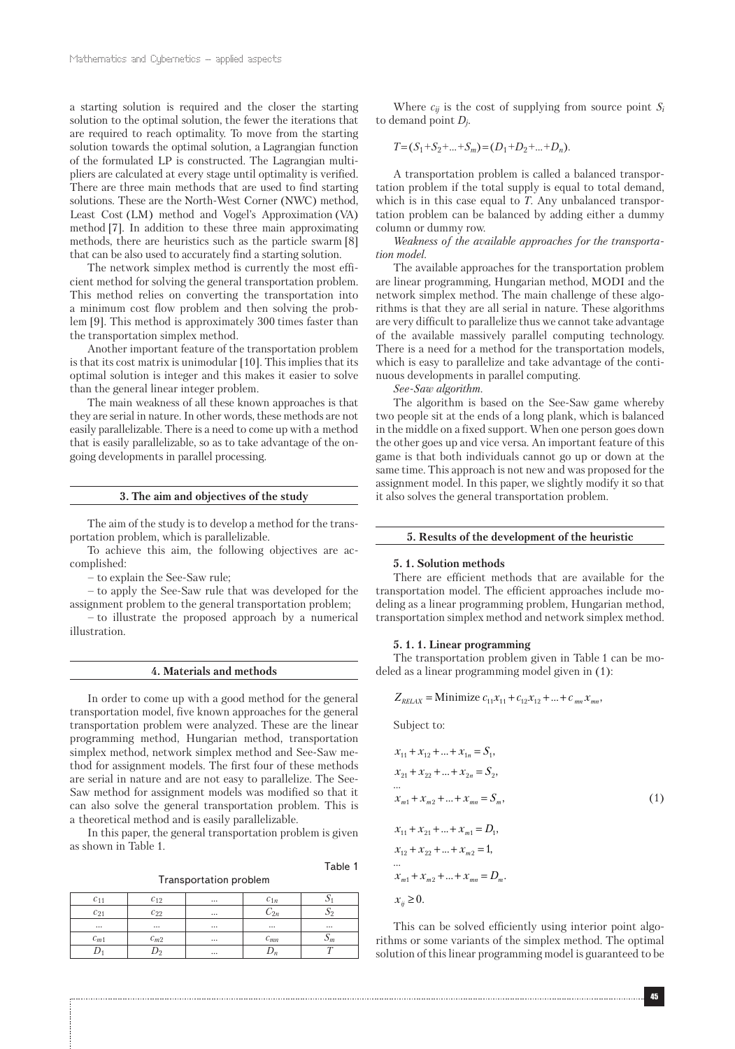a starting solution is required and the closer the starting solution to the optimal solution, the fewer the iterations that are required to reach optimality. To move from the starting solution towards the optimal solution, a Lagrangian function of the formulated LP is constructed. The Lagrangian multipliers are calculated at every stage until optimality is verified. There are three main methods that are used to find starting solutions. These are the North-West Corner (NWC) method, Least Cost (LM) method and Vogel's Approximation (VA) method [7]. In addition to these three main approximating methods, there are heuristics such as the particle swarm [8] that can be also used to accurately find a starting solution.

The network simplex method is currently the most efficient method for solving the general transportation problem. This method relies on converting the transportation into a minimum cost flow problem and then solving the problem [9]. This method is approximately 300 times faster than the transportation simplex method.

Another important feature of the transportation problem is that its cost matrix is unimodular [10]. This implies that its optimal solution is integer and this makes it easier to solve than the general linear integer problem.

The main weakness of all these known approaches is that they are serial in nature. In other words, these methods are not easily parallelizable. There is a need to come up with a method that is easily parallelizable, so as to take advantage of the ongoing developments in parallel processing.

## 3. The aim and objectives of the study

The aim of the study is to develop a method for the transportation problem, which is parallelizable.

To achieve this aim, the following objectives are accomplished:

– to explain the See-Saw rule;

– to apply the See-Saw rule that was developed for the assignment problem to the general transportation problem;

– to illustrate the proposed approach by a numerical illustration.

## 4. Materials and methods

In order to come up with a good method for the general transportation model, five known approaches for the general transportation problem were analyzed. These are the linear programming method, Hungarian method, transportation simplex method, network simplex method and See-Saw method for assignment models. The first four of these methods are serial in nature and are not easy to parallelize. The See-Saw method for assignment models was modified so that it can also solve the general transportation problem. This is a theoretical method and is easily parallelizable.

In this paper, the general transportation problem is given as shown in Table 1.

Table 1

Transportation problem

| $c_{11}$ | $c_{12}$ | ... | $c_{1n}$ | $S_1$ |
|---|---|---|---|---|
| $c_{21}$ | $c_{22}$ | ... | $C_{2n}$ | $S_2$ |
| ... | ... | ... | ... | ... |
| $c_{m1}$ | $c_{m2}$ | ... | $c_{mn}$ | $S_m$ |
| $D_1$ | $D_2$ | ... | $D_n$ | $T$ |

Where $c_{ij}$ is the cost of supplying from source point $S_i$ to demand point $D_j$.

$$T=(S_1+S_2+...+S_m)=(D_1+D_2+...+D_n).$$

A transportation problem is called a balanced transportation problem if the total supply is equal to total demand, which is in this case equal to $T$. Any unbalanced transportation problem can be balanced by adding either a dummy column or dummy row.

*Weakness of the available approaches for the transportation model.*

The available approaches for the transportation problem are linear programming, Hungarian method, MODI and the network simplex method. The main challenge of these algorithms is that they are all serial in nature. These algorithms are very difficult to parallelize thus we cannot take advantage of the available massively parallel computing technology. There is a need for a method for the transportation models, which is easy to parallelize and take advantage of the continuous developments in parallel computing.

*See-Saw algorithm.*

The algorithm is based on the See-Saw game whereby two people sit at the ends of a long plank, which is balanced in the middle on a fixed support. When one person goes down the other goes up and vice versa. An important feature of this game is that both individuals cannot go up or down at the same time. This approach is not new and was proposed for the assignment model. In this paper, we slightly modify it so that it also solves the general transportation problem.

## 5. Results of the development of the heuristic

### 5. 1. Solution methods

There are efficient methods that are available for the transportation model. The efficient approaches include modeling as a linear programming problem, Hungarian method, transportation simplex method and network simplex method.

### 5. 1. 1. Linear programming

The transportation problem given in Table 1 can be modeled as a linear programming model given in (1):

$$Z_{RELAX} = \text{Minimize } c_{11}x_{11} + c_{12}x_{12} + ... + c_{mn}x_{mn},$$

Subject to:

$$\begin{aligned}
&x_{11} + x_{12} + ... + x_{1n} = S_1, \\
&x_{21} + x_{22} + ... + x_{2n} = S_2, \\
&... \\
&x_{m1} + x_{m2} + ... + x_{mn} = S_m, \\
&x_{11} + x_{21} + ... + x_{m1} = D_1, \\
&x_{12} + x_{22} + ... + x_{m2} = 1, \\
&... \\
&x_{m1} + x_{m2} + ... + x_{mn} = D_m. \\
&x_{ij} \geq 0.
\end{aligned} \tag{1}$$

This can be solved efficiently using interior point algorithms or some variants of the simplex method. The optimal solution of this linear programming model is guaranteed to be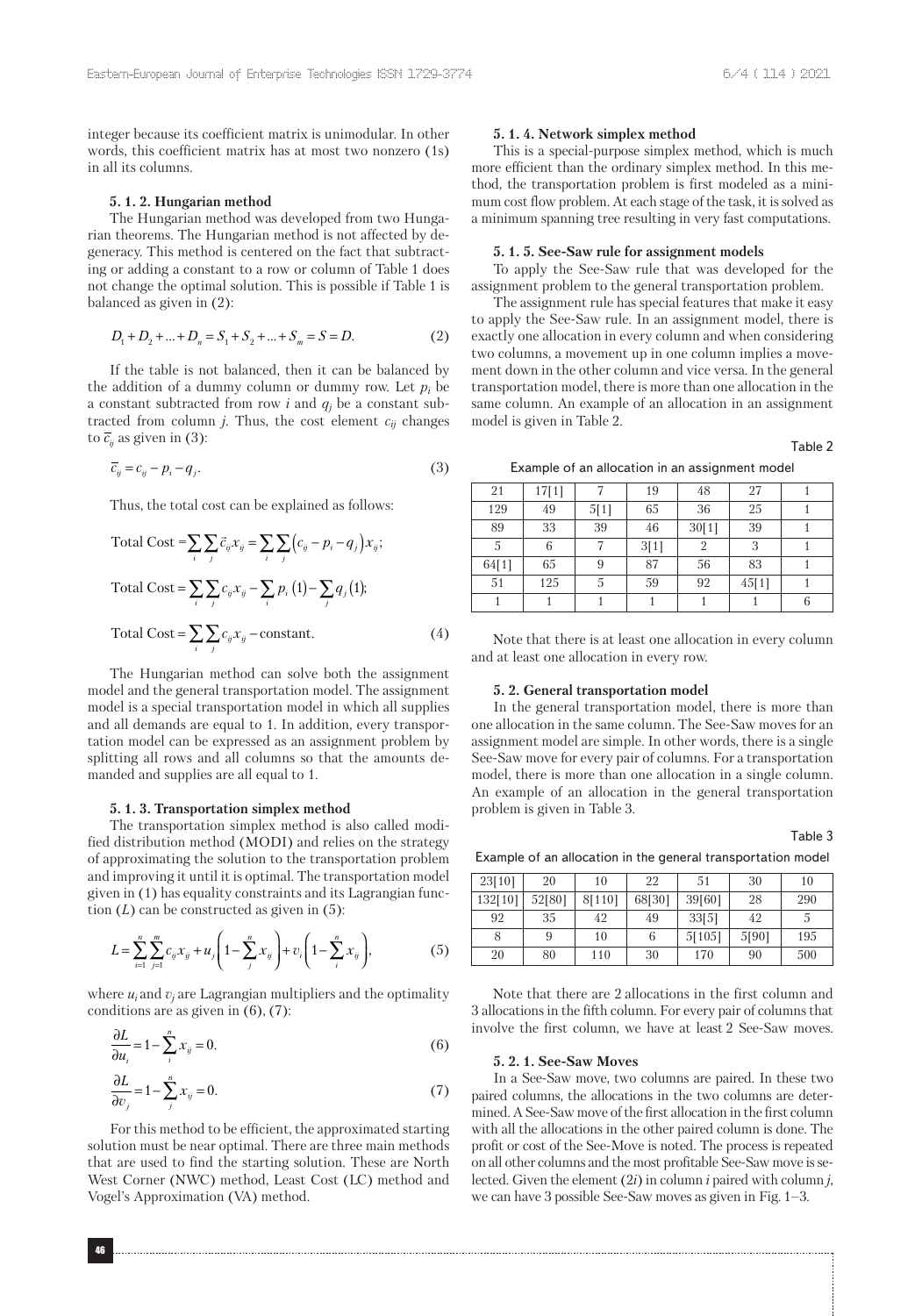integer because its coefficient matrix is unimodular. In other words, this coefficient matrix has at most two nonzero (1s) in all its columns.

#### 5. 1. 2. Hungarian method

The Hungarian method was developed from two Hungarian theorems. The Hungarian method is not affected by degeneracy. This method is centered on the fact that subtracting or adding a constant to a row or column of Table 1 does not change the optimal solution. This is possible if Table 1 is balanced as given in (2):

$$D_1 + D_2 + \ldots + D_n = S_1 + S_2 + \ldots + S_m = S = D. \tag{2}$$

If the table is not balanced, then it can be balanced by the addition of a dummy column or dummy row. Let $p_i$ be a constant subtracted from row $i$ and $q_j$ be a constant subtracted from column $j$. Thus, the cost element $c_{ij}$ changes to $\bar{c}_{ij}$ as given in (3):

$$\bar{c}_{ij} = c_{ij} - p_i - q_j. \tag{3}$$

Thus, the total cost can be explained as follows:

$$\text{Total Cost} = \sum_i \sum_j \bar{c}_{ij} x_{ij} = \sum_i \sum_j \left(c_{ij} - p_i - q_j\right) x_{ij};$$

$$\text{Total Cost} = \sum_i \sum_j c_{ij} x_{ij} - \sum_i p_i \,(1) - \sum_j q_j \,(1);$$

$$\text{Total Cost} = \sum_i \sum_j c_{ij} x_{ij} - \text{constant}. \tag{4}$$

The Hungarian method can solve both the assignment model and the general transportation model. The assignment model is a special transportation model in which all supplies and all demands are equal to 1. In addition, every transportation model can be expressed as an assignment problem by splitting all rows and all columns so that the amounts demanded and supplies are all equal to 1.

#### 5. 1. 3. Transportation simplex method

The transportation simplex method is also called modified distribution method (MODI) and relies on the strategy of approximating the solution to the transportation problem and improving it until it is optimal. The transportation model given in (1) has equality constraints and its Lagrangian function ($L$) can be constructed as given in (5):

$$L = \sum_{i=1}^{n} \sum_{j=1}^{m} c_{ij} x_{ij} + u_j \left(1 - \sum_{j}^{n} x_{ij}\right) + v_i \left(1 - \sum_{i}^{n} x_{ij}\right), \tag{5}$$

where $u_i$ and $v_j$ are Lagrangian multipliers and the optimality conditions are as given in (6), (7):

$$\frac{\partial L}{\partial u_i} = 1 - \sum_{i}^{n} x_{ij} = 0. \tag{6}$$

$$\frac{\partial L}{\partial v_j} = 1 - \sum_{j}^{n} x_{ij} = 0. \tag{7}$$

For this method to be efficient, the approximated starting solution must be near optimal. There are three main methods that are used to find the starting solution. These are North West Corner (NWC) method, Least Cost (LC) method and Vogel's Approximation (VA) method.

#### 5. 1. 4. Network simplex method

This is a special-purpose simplex method, which is much more efficient than the ordinary simplex method. In this method, the transportation problem is first modeled as a minimum cost flow problem. At each stage of the task, it is solved as a minimum spanning tree resulting in very fast computations.

#### 5. 1. 5. See-Saw rule for assignment models

To apply the See-Saw rule that was developed for the assignment problem to the general transportation problem.

The assignment rule has special features that make it easy to apply the See-Saw rule. In an assignment model, there is exactly one allocation in every column and when considering two columns, a movement up in one column implies a movement down in the other column and vice versa. In the general transportation model, there is more than one allocation in the same column. An example of an allocation in an assignment model is given in Table 2.

Table 2

Example of an allocation in an assignment model

| | | | | | | |
|---|---|---|---|---|---|---|
| 21 | 17[1] | 7 | 19 | 48 | 27 | 1 |
| 129 | 49 | 5[1] | 65 | 36 | 25 | 1 |
| 89 | 33 | 39 | 46 | 30[1] | 39 | 1 |
| 5 | 6 | 7 | 3[1] | 2 | 3 | 1 |
| 64[1] | 65 | 9 | 87 | 56 | 83 | 1 |
| 51 | 125 | 5 | 59 | 92 | 45[1] | 1 |
| 1 | 1 | 1 | 1 | 1 | 1 | 6 |

Note that there is at least one allocation in every column and at least one allocation in every row.

### 5. 2. General transportation model

In the general transportation model, there is more than one allocation in the same column. The See-Saw moves for an assignment model are simple. In other words, there is a single See-Saw move for every pair of columns. For a transportation model, there is more than one allocation in a single column. An example of an allocation in the general transportation problem is given in Table 3.

Table 3

Example of an allocation in the general transportation model

| | | | | | | |
|---|---|---|---|---|---|---|
| 23[10] | 20 | 10 | 22 | 51 | 30 | 10 |
| 132[10] | 52[80] | 8[110] | 68[30] | 39[60] | 28 | 290 |
| 92 | 35 | 42 | 49 | 33[5] | 42 | 5 |
| 8 | 9 | 10 | 6 | 5[105] | 5[90] | 195 |
| 20 | 80 | 110 | 30 | 170 | 90 | 500 |

Note that there are 2 allocations in the first column and 3 allocations in the fifth column. For every pair of columns that involve the first column, we have at least 2 See-Saw moves.

#### 5. 2. 1. See-Saw Moves

In a See-Saw move, two columns are paired. In these two paired columns, the allocations in the two columns are determined. A See-Saw move of the first allocation in the first column with all the allocations in the other paired column is done. The profit or cost of the See-Move is noted. The process is repeated on all other columns and the most profitable See-Saw move is selected. Given the element (2$i$) in column $i$ paired with column $j$, we can have 3 possible See-Saw moves as given in Fig. 1–3.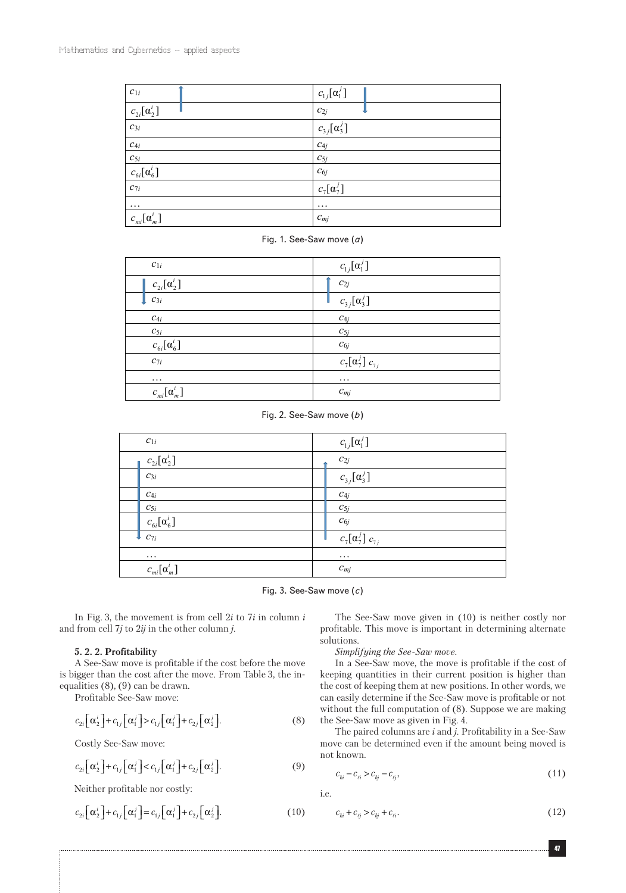| $c_{1i}$ | $c_{1j}[\alpha_1^j]$ |
|---|---|
| $c_{2i}[\alpha_2^i]$ | $c_{2j}$ |
| $c_{3i}$ | $c_{3j}[\alpha_3^j]$ |
| $c_{4i}$ | $c_{4j}$ |
| $c_{5i}$ | $c_{5j}$ |
| $c_{6i}[\alpha_6^i]$ | $c_{6j}$ |
| $c_{7i}$ | $c_7[\alpha_7^j]$ |
| … | … |
| $c_{mi}[\alpha_m^i]$ | $c_{mj}$ |

Fig. 1. See-Saw move (*a*)

| $c_{1i}$ | $c_{1j}[\alpha_1^j]$ |
|---|---|
| $c_{2i}[\alpha_2^i]$ | $c_{2j}$ |
| $c_{3i}$ | $c_{3j}[\alpha_3^j]$ |
| $c_{4i}$ | $c_{4j}$ |
| $c_{5i}$ | $c_{5j}$ |
| $c_{6i}[\alpha_6^i]$ | $c_{6j}$ |
| $c_{7i}$ | $c_7[\alpha_7^j]\ c_{7_j}$ |
| … | … |
| $c_{mi}[\alpha_m^i]$ | $c_{mj}$ |

Fig. 2. See-Saw move (*b*)

| $c_{1i}$ | $c_{1j}[\alpha_1^j]$ |
|---|---|
| $c_{2i}[\alpha_2^i]$ | $c_{2j}$ |
| $c_{3i}$ | $c_{3j}[\alpha_3^j]$ |
| $c_{4i}$ | $c_{4j}$ |
| $c_{5i}$ | $c_{5j}$ |
| $c_{6i}[\alpha_6^i]$ | $c_{6j}$ |
| $c_{7i}$ | $c_7[\alpha_7^j]\ c_{7_j}$ |
| … | … |
| $c_{mi}[\alpha_m^i]$ | $c_{mj}$ |

Fig. 3. See-Saw move (*c*)

In Fig. 3, the movement is from cell $2i$ to $7i$ in column $i$ and from cell $7j$ to $2ij$ in the other column $j$.

### 5. 2. 2. Profitability

A See-Saw move is profitable if the cost before the move is bigger than the cost after the move. From Table 3, the inequalities (8), (9) can be drawn.

Profitable See-Saw move:

$$c_{2i}\left[\alpha_2^i\right]+c_{1j}\left[\alpha_1^j\right]>c_{1j}\left[\alpha_1^i\right]+c_{2j}\left[\alpha_2^j\right]. \tag{8}$$

Costly See-Saw move:

$$c_{2i}\left[\alpha_2^i\right]+c_{1j}\left[\alpha_1^j\right]<c_{1j}\left[\alpha_1^i\right]+c_{2j}\left[\alpha_2^j\right]. \tag{9}$$

Neither profitable nor costly:

$$c_{2i}\left[\alpha_2^i\right]+c_{1j}\left[\alpha_1^j\right]=c_{1j}\left[\alpha_1^i\right]+c_{2j}\left[\alpha_2^j\right]. \tag{10}$$

The See-Saw move given in (10) is neither costly nor profitable. This move is important in determining alternate solutions.

*Simplifying the See-Saw move.*

In a See-Saw move, the move is profitable if the cost of keeping quantities in their current position is higher than the cost of keeping them at new positions. In other words, we can easily determine if the See-Saw move is profitable or not without the full computation of (8). Suppose we are making the See-Saw move as given in Fig. 4.

The paired columns are $i$ and $j$. Profitability in a See-Saw move can be determined even if the amount being moved is not known.

$$c_{ki}-c_{ti}>c_{kj}-c_{tj}, \tag{11}$$

i.e.

$$c_{ki}+c_{tj}>c_{kj}+c_{ti}. \tag{12}$$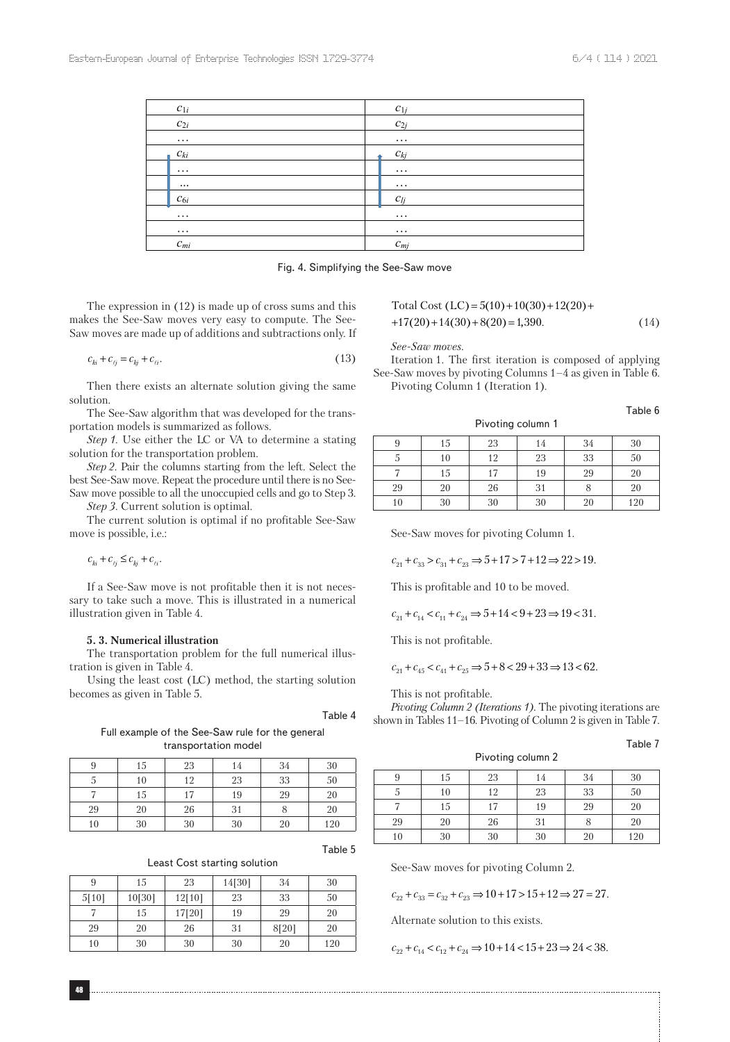| $c_{1i}$ | $c_{1j}$ |
|---|---|
| $c_{2i}$ | $c_{2j}$ |
| … | … |
| $c_{ki}$ | $c_{kj}$ |
| … | … |
| … | … |
| $c_{6i}$ | $c_{lj}$ |
| … | … |
| … | … |
| $c_{mi}$ | $c_{mj}$ |

Fig. 4. Simplifying the See-Saw move

The expression in (12) is made up of cross sums and this makes the See-Saw moves very easy to compute. The See-Saw moves are made up of additions and subtractions only. If

$$c_{ki} + c_{lj} = c_{kj} + c_{li}. \tag{13}$$

Then there exists an alternate solution giving the same solution.

The See-Saw algorithm that was developed for the transportation models is summarized as follows.

*Step 1.* Use either the LC or VA to determine a stating solution for the transportation problem.

*Step 2.* Pair the columns starting from the left. Select the best See-Saw move. Repeat the procedure until there is no See-Saw move possible to all the unoccupied cells and go to Step 3.

*Step 3.* Current solution is optimal.

The current solution is optimal if no profitable See-Saw move is possible, i.e.:

$$c_{ki} + c_{lj} \leq c_{kj} + c_{li}.$$

If a See-Saw move is not profitable then it is not necessary to take such a move. This is illustrated in a numerical illustration given in Table 4.

### 5. 3. Numerical illustration

The transportation problem for the full numerical illustration is given in Table 4.

Using the least cost (LC) method, the starting solution becomes as given in Table 5.

Table 4

Full example of the See-Saw rule for the general transportation model

| 9 | 15 | 23 | 14 | 34 | 30 |
|---|---|---|---|---|---|
| 5 | 10 | 12 | 23 | 33 | 50 |
| 7 | 15 | 17 | 19 | 29 | 20 |
| 29 | 20 | 26 | 31 | 8 | 20 |
| 10 | 30 | 30 | 30 | 20 | 120 |

Table 5

Least Cost starting solution

| 9 | 15 | 23 | 14[30] | 34 | 30 |
|---|---|---|---|---|---|
| 5[10] | 10[30] | 12[10] | 23 | 33 | 50 |
| 7 | 15 | 17[20] | 19 | 29 | 20 |
| 29 | 20 | 26 | 31 | 8[20] | 20 |
| 10 | 30 | 30 | 30 | 20 | 120 |

$$\text{Total Cost (LC)} = 5(10) + 10(30) + 12(20) + \\ +17(20) + 14(30) + 8(20) = 1{,}390. \tag{14}$$

*See-Saw moves.*

Iteration 1. The first iteration is composed of applying See-Saw moves by pivoting Columns 1–4 as given in Table 6.

Pivoting Column 1 (Iteration 1).

Table 6

Pivoting column 1

| 9 | 15 | 23 | 14 | 34 | 30 |
|---|---|---|---|---|---|
| 5 | 10 | 12 | 23 | 33 | 50 |
| 7 | 15 | 17 | 19 | 29 | 20 |
| 29 | 20 | 26 | 31 | 8 | 20 |
| 10 | 30 | 30 | 30 | 20 | 120 |

See-Saw moves for pivoting Column 1.

$$c_{21} + c_{33} > c_{31} + c_{23} \Rightarrow 5 + 17 > 7 + 12 \Rightarrow 22 > 19.$$

This is profitable and 10 to be moved.

$$c_{21} + c_{14} < c_{11} + c_{24} \Rightarrow 5 + 14 < 9 + 23 \Rightarrow 19 < 31.$$

This is not profitable.

$$c_{21} + c_{45} < c_{41} + c_{25} \Rightarrow 5 + 8 < 29 + 33 \Rightarrow 13 < 62.$$

This is not profitable.

*Pivoting Column 2 (Iterations 1).* The pivoting iterations are shown in Tables 11–16. Pivoting of Column 2 is given in Table 7.

Table 7

Pivoting column 2

| 9 | 15 | 23 | 14 | 34 | 30 |
|---|---|---|---|---|---|
| 5 | 10 | 12 | 23 | 33 | 50 |
| 7 | 15 | 17 | 19 | 29 | 20 |
| 29 | 20 | 26 | 31 | 8 | 20 |
| 10 | 30 | 30 | 30 | 20 | 120 |

See-Saw moves for pivoting Column 2.

$$c_{22} + c_{33} = c_{32} + c_{23} \Rightarrow 10 + 17 > 15 + 12 \Rightarrow 27 = 27.$$

Alternate solution to this exists.

$$c_{22} + c_{14} < c_{12} + c_{24} \Rightarrow 10 + 14 < 15 + 23 \Rightarrow 24 < 38.$$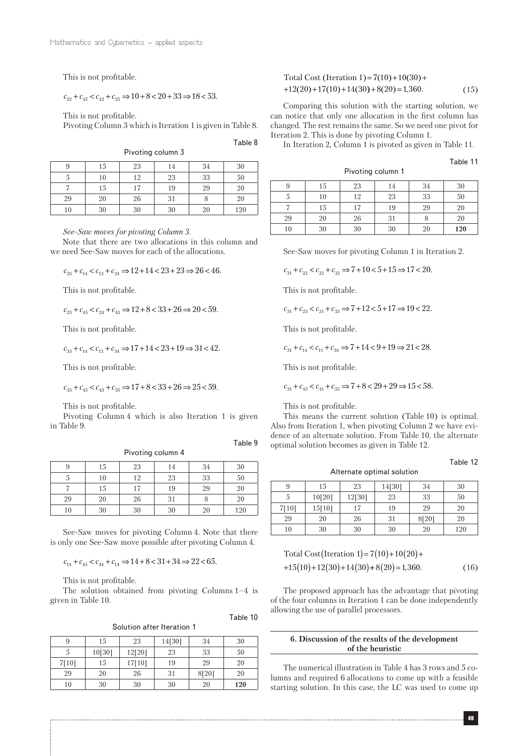This is not profitable.

$$c_{22}+c_{45}<c_{42}+c_{25}\Rightarrow 10+8<20+33\Rightarrow 18<53.$$

This is not profitable.

Pivoting Column 3 which is Iteration 1 is given in Table 8.

Table 8

Pivoting column 3

| 9 | 15 | 23 | 14 | 34 | 30 |
|---|---|---|---|---|---|
| 5 | 10 | 12 | 23 | 33 | 50 |
| 7 | 15 | 17 | 19 | 29 | 20 |
| 29 | 20 | 26 | 31 | 8 | 20 |
| 10 | 30 | 30 | 30 | 20 | 120 |

*See-Saw moves for pivoting Column 3.*

Note that there are two allocations in this column and we need See-Saw moves for each of the allocations.

$$c_{23}+c_{14}<c_{13}+c_{24}\Rightarrow 12+14<23+23\Rightarrow 26<46.$$

This is not profitable.

$$c_{23}+c_{45}<c_{24}+c_{43}\Rightarrow 12+8<33+26\Rightarrow 20<59.$$

This is not profitable.

$$c_{33}+c_{14}<c_{13}+c_{34}\Rightarrow 17+14<23+19\Rightarrow 31<42.$$

This is not profitable.

$$c_{33}+c_{45}<c_{43}+c_{35}\Rightarrow 17+8<33+26\Rightarrow 25<59.$$

This is not profitable.

Pivoting Column 4 which is also Iteration 1 is given in Table 9.

Table 9

Pivoting column 4

| 9 | 15 | 23 | 14 | 34 | 30 |
|---|---|---|---|---|---|
| 5 | 10 | 12 | 23 | 33 | 50 |
| 7 | 15 | 17 | 19 | 29 | 20 |
| 29 | 20 | 26 | 31 | 8 | 20 |
| 10 | 30 | 30 | 30 | 20 | 120 |

See-Saw moves for pivoting Column 4. Note that there is only one See-Saw move possible after pivoting Column 4.

$$c_{14}+c_{45}<c_{44}+c_{14}\Rightarrow 14+8<31+34\Rightarrow 22<65.$$

This is not profitable.

The solution obtained from pivoting Columns 1–4 is given in Table 10.

Table 10

Solution after Iteration 1

| 9 | 15 | 23 | 14[30] | 34 | 30 |
|---|---|---|---|---|---|
| 5 | 10[30] | 12[20] | 23 | 33 | 50 |
| 7[10] | 15 | 17[10] | 19 | 29 | 20 |
| 29 | 20 | 26 | 31 | 8[20] | 20 |
| 10 | 30 | 30 | 30 | 20 | **120** |

$$\text{Total Cost (Iteration 1)}=7(10)+10(30)+$$
$$+12(20)+17(10)+14(30)+8(20)=1{,}360. \qquad (15)$$

Comparing this solution with the starting solution, we can notice that only one allocation in the first column has changed. The rest remains the same. So we need one pivot for Iteration 2. This is done by pivoting Column 1.

In Iteration 2, Column 1 is pivoted as given in Table 11.

Table 11

Pivoting column 1

| 9 | 15 | 23 | 14 | 34 | 30 |
|---|---|---|---|---|---|
| 5 | 10 | 12 | 23 | 33 | 50 |
| 7 | 15 | 17 | 19 | 29 | 20 |
| 29 | 20 | 26 | 31 | 8 | 20 |
| 10 | 30 | 30 | 30 | 20 | **120** |

See-Saw moves for pivoting Column 1 in Iteration 2.

$$c_{31}+c_{22}<c_{22}+c_{32}\Rightarrow 7+10<5+15\Rightarrow 17<20.$$

This is not profitable.

$$c_{31}+c_{23}<c_{21}+c_{33}\Rightarrow 7+12<5+17\Rightarrow 19<22.$$

This is not profitable.

$$c_{31}+c_{14}<c_{11}+c_{34}\Rightarrow 7+14<9+19\Rightarrow 21<28.$$

This is not profitable.

$$c_{31}+c_{45}<c_{41}+c_{35}\Rightarrow 7+8<29+29\Rightarrow 15<58.$$

This is not profitable.

This means the current solution (Table 10) is optimal. Also from Iteration 1, when pivoting Column 2 we have evidence of an alternate solution. From Table 10, the alternate optimal solution becomes as given in Table 12.

Table 12

Alternate optimal solution

| 9 | 15 | 23 | 14[30] | 34 | 30 |
|---|---|---|---|---|---|
| 5 | 10[20] | 12[30] | 23 | 33 | 50 |
| 7[10] | 15[10] | 17 | 19 | 29 | 20 |
| 29 | 20 | 26 | 31 | 8[20] | 20 |
| 10 | 30 | 30 | 30 | 20 | 120 |

$$\text{Total Cost}(\text{Iteration 1})=7(10)+10(20)+$$
$$+15(10)+12(30)+14(30)+8(20)=1{,}360. \qquad (16)$$

The proposed approach has the advantage that pivoting of the four columns in Iteration 1 can be done independently allowing the use of parallel processors.

## 6. Discussion of the results of the development of the heuristic

The numerical illustration in Table 4 has 3 rows and 5 columns and required 6 allocations to come up with a feasible starting solution. In this case, the LC was used to come up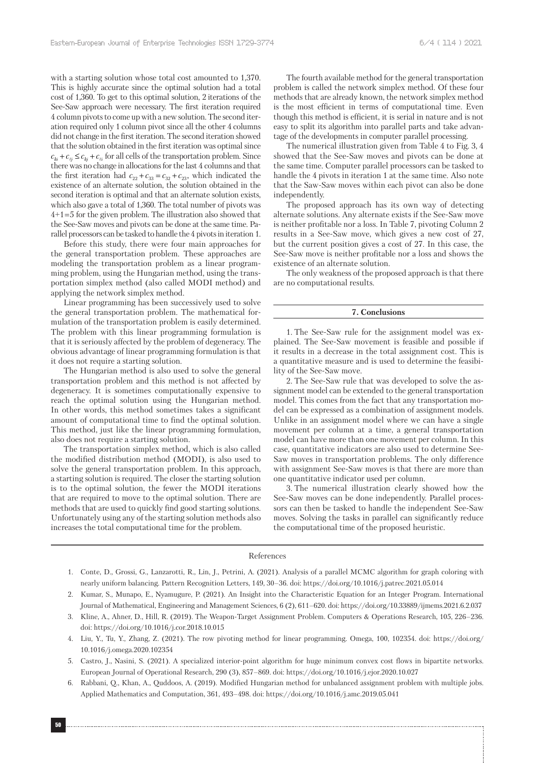with a starting solution whose total cost amounted to 1,370. This is highly accurate since the optimal solution had a total cost of 1,360. To get to this optimal solution, 2 iterations of the See-Saw approach were necessary. The first iteration required 4 column pivots to come up with a new solution. The second iteration required only 1 column pivot since all the other 4 columns did not change in the first iteration. The second iteration showed that the solution obtained in the first iteration was optimal since $c_{ki} + c_{ij} \leq c_{kj} + c_{ii}$ for all cells of the transportation problem. Since there was no change in allocations for the last 4 columns and that the first iteration had $c_{22} + c_{33} = c_{32} + c_{23}$, which indicated the existence of an alternate solution, the solution obtained in the second iteration is optimal and that an alternate solution exists, which also gave a total of 1,360. The total number of pivots was 4+1=5 for the given problem. The illustration also showed that the See-Saw moves and pivots can be done at the same time. Parallel processors can be tasked to handle the 4 pivots in iteration 1.

Before this study, there were four main approaches for the general transportation problem. These approaches are modeling the transportation problem as a linear programming problem, using the Hungarian method, using the transportation simplex method (also called MODI method) and applying the network simplex method.

Linear programming has been successively used to solve the general transportation problem. The mathematical formulation of the transportation problem is easily determined. The problem with this linear programming formulation is that it is seriously affected by the problem of degeneracy. The obvious advantage of linear programming formulation is that it does not require a starting solution.

The Hungarian method is also used to solve the general transportation problem and this method is not affected by degeneracy. It is sometimes computationally expensive to reach the optimal solution using the Hungarian method. In other words, this method sometimes takes a significant amount of computational time to find the optimal solution. This method, just like the linear programming formulation, also does not require a starting solution.

The transportation simplex method, which is also called the modified distribution method (MODI), is also used to solve the general transportation problem. In this approach, a starting solution is required. The closer the starting solution is to the optimal solution, the fewer the MODI iterations that are required to move to the optimal solution. There are methods that are used to quickly find good starting solutions. Unfortunately using any of the starting solution methods also increases the total computational time for the problem.

The fourth available method for the general transportation problem is called the network simplex method. Of these four methods that are already known, the network simplex method is the most efficient in terms of computational time. Even though this method is efficient, it is serial in nature and is not easy to split its algorithm into parallel parts and take advantage of the developments in computer parallel processing.

The numerical illustration given from Table 4 to Fig. 3, 4 showed that the See-Saw moves and pivots can be done at the same time. Computer parallel processors can be tasked to handle the 4 pivots in iteration 1 at the same time. Also note that the Saw-Saw moves within each pivot can also be done independently.

The proposed approach has its own way of detecting alternate solutions. Any alternate exists if the See-Saw move is neither profitable nor a loss. In Table 7, pivoting Column 2 results in a See-Saw move, which gives a new cost of 27, but the current position gives a cost of 27. In this case, the See-Saw move is neither profitable nor a loss and shows the existence of an alternate solution.

The only weakness of the proposed approach is that there are no computational results.

## 7. Conclusions

1. The See-Saw rule for the assignment model was explained. The See-Saw movement is feasible and possible if it results in a decrease in the total assignment cost. This is a quantitative measure and is used to determine the feasibility of the See-Saw move.

2. The See-Saw rule that was developed to solve the assignment model can be extended to the general transportation model. This comes from the fact that any transportation model can be expressed as a combination of assignment models. Unlike in an assignment model where we can have a single movement per column at a time, a general transportation model can have more than one movement per column. In this case, quantitative indicators are also used to determine See-Saw moves in transportation problems. The only difference with assignment See-Saw moves is that there are more than one quantitative indicator used per column.

3. The numerical illustration clearly showed how the See-Saw moves can be done independently. Parallel processors can then be tasked to handle the independent See-Saw moves. Solving the tasks in parallel can significantly reduce the computational time of the proposed heuristic.

## References

1. Conte, D., Grossi, G., Lanzarotti, R., Lin, J., Petrini, A. (2021). Analysis of a parallel MCMC algorithm for graph coloring with nearly uniform balancing. Pattern Recognition Letters, 149, 30–36. doi: https://doi.org/10.1016/j.patrec.2021.05.014
2. Kumar, S., Munapo, E., Nyamugure, P. (2021). An Insight into the Characteristic Equation for an Integer Program. International Journal of Mathematical, Engineering and Management Sciences, 6 (2), 611–620. doi: https://doi.org/10.33889/ijmems.2021.6.2.037
3. Kline, A., Ahner, D., Hill, R. (2019). The Weapon-Target Assignment Problem. Computers & Operations Research, 105, 226–236. doi: https://doi.org/10.1016/j.cor.2018.10.015
4. Liu, Y., Tu, Y., Zhang, Z. (2021). The row pivoting method for linear programming. Omega, 100, 102354. doi: https://doi.org/10.1016/j.omega.2020.102354
5. Castro, J., Nasini, S. (2021). A specialized interior-point algorithm for huge minimum convex cost flows in bipartite networks. European Journal of Operational Research, 290 (3), 857–869. doi: https://doi.org/10.1016/j.ejor.2020.10.027
6. Rabbani, Q., Khan, A., Quddoos, A. (2019). Modified Hungarian method for unbalanced assignment problem with multiple jobs. Applied Mathematics and Computation, 361, 493–498. doi: https://doi.org/10.1016/j.amc.2019.05.041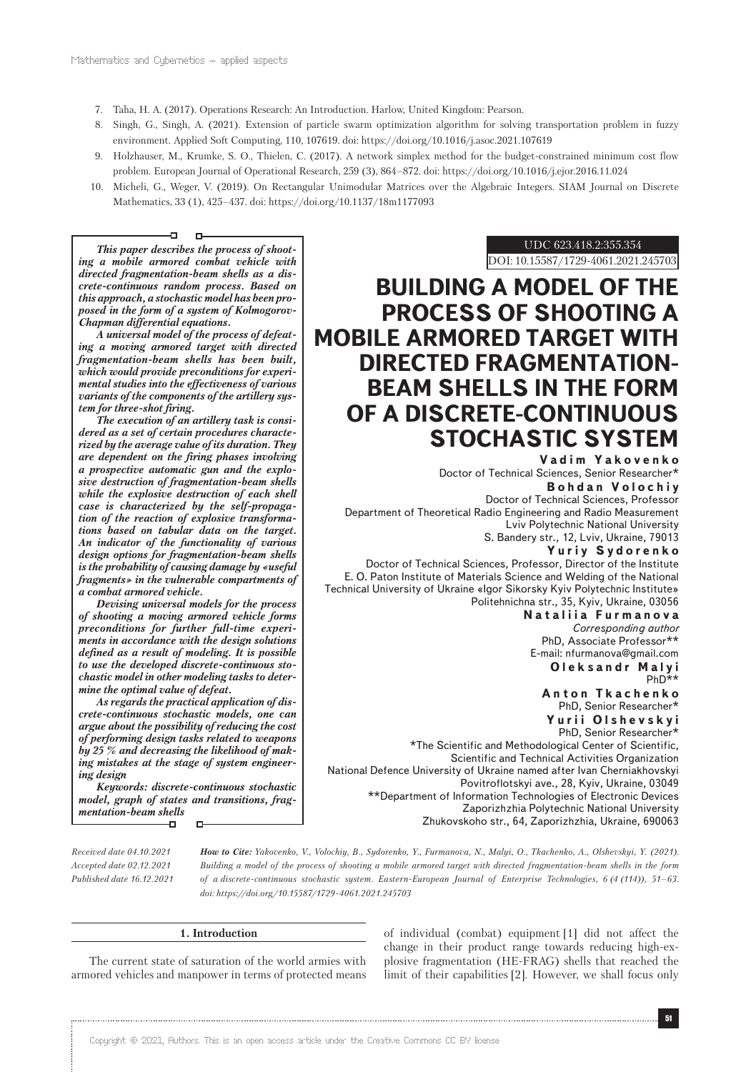7. Taha, H. A. (2017). Operations Research: An Introduction. Harlow, United Kingdom: Pearson.
8. Singh, G., Singh, A. (2021). Extension of particle swarm optimization algorithm for solving transportation problem in fuzzy environment. Applied Soft Computing, 110, 107619. doi: https://doi.org/10.1016/j.asoc.2021.107619
9. Holzhauser, M., Krumke, S. O., Thielen, C. (2017). A network simplex method for the budget-constrained minimum cost flow problem. European Journal of Operational Research, 259 (3), 864–872. doi: https://doi.org/10.1016/j.ejor.2016.11.024
10. Micheli, G., Weger, V. (2019). On Rectangular Unimodular Matrices over the Algebraic Integers. SIAM Journal on Discrete Mathematics, 33 (1), 425–437. doi: https://doi.org/10.1137/18m1177093

UDC 623.418.2:355.354

DOI: 10.15587/1729-4061.2021.245703

# BUILDING A MODEL OF THE PROCESS OF SHOOTING A MOBILE ARMORED TARGET WITH DIRECTED FRAGMENTATION-BEAM SHELLS IN THE FORM OF A DISCRETE-CONTINUOUS STOCHASTIC SYSTEM

*This paper describes the process of shooting a mobile armored combat vehicle with directed fragmentation-beam shells as a discrete-continuous random process. Based on this approach, a stochastic model has been proposed in the form of a system of Kolmogorov-Chapman differential equations.*

*A universal model of the process of defeating a moving armored target with directed fragmentation-beam shells has been built, which would provide preconditions for experimental studies into the effectiveness of various variants of the components of the artillery system for three-shot firing.*

*The execution of an artillery task is considered as a set of certain procedures characterized by the average value of its duration. They are dependent on the firing phases involving a prospective automatic gun and the explosive destruction of fragmentation-beam shells while the explosive destruction of each shell case is characterized by the self-propagation of the reaction of explosive transformations based on tabular data on the target. An indicator of the functionality of various design options for fragmentation-beam shells is the probability of causing damage by «useful fragments» in the vulnerable compartments of a combat armored vehicle.*

*Devising universal models for the process of shooting a moving armored vehicle forms preconditions for further full-time experiments in accordance with the design solutions defined as a result of modeling. It is possible to use the developed discrete-continuous stochastic model in other modeling tasks to determine the optimal value of defeat.*

*As regards the practical application of discrete-continuous stochastic models, one can argue about the possibility of reducing the cost of performing design tasks related to weapons by 25 % and decreasing the likelihood of making mistakes at the stage of system engineering design*

*Keywords: discrete-continuous stochastic model, graph of states and transitions, fragmentation-beam shells*

**Vadim Yakovenko**
Doctor of Technical Sciences, Senior Researcher*

**Bohdan Volochiy**
Doctor of Technical Sciences, Professor
Department of Theoretical Radio Engineering and Radio Measurement
Lviv Polytechnic National University
S. Bandery str., 12, Lviv, Ukraine, 79013

**Yuriy Sydorenko**
Doctor of Technical Sciences, Professor, Director of the Institute
E. O. Paton Institute of Materials Science and Welding of the National Technical University of Ukraine «Igor Sikorsky Kyiv Polytechnic Institute»
Politehnichna str., 35, Kyiv, Ukraine, 03056

**Nataliia Furmanova**
*Corresponding author*
PhD, Associate Professor**
E-mail: nfurmanova@gmail.com

**Oleksandr Malyi**
PhD**

**Anton Tkachenko**
PhD, Senior Researcher*

**Yurii Olshevskyi**
PhD, Senior Researcher*

*The Scientific and Methodological Center of Scientific, Scientific and Technical Activities Organization
National Defence University of Ukraine named after Ivan Cherniakhovskyi
Povitroflotskyi ave., 28, Kyiv, Ukraine, 03049

**Department of Information Technologies of Electronic Devices
Zaporizhzhia Polytechnic National University
Zhukovskoho str., 64, Zaporizhzhia, Ukraine, 690063

*Received date 04.10.2021*
*Accepted date 02.12.2021*
*Published date 16.12.2021*

***How to Cite:** Yakovenko, V., Volochiy, B., Sydorenko, Y., Furmanova, N., Malyi, O., Tkachenko, A., Olshevskyi, Y. (2021). Building a model of the process of shooting a mobile armored target with directed fragmentation-beam shells in the form of a discrete-continuous stochastic system. Eastern-European Journal of Enterprise Technologies, 6 (4 (114)), 51–63. doi: https://doi.org/10.15587/1729-4061.2021.245703*

## 1. Introduction

The current state of saturation of the world armies with armored vehicles and manpower in terms of protected means of individual (combat) equipment [1] did not affect the change in their product range towards reducing high-explosive fragmentation (HE-FRAG) shells that reached the limit of their capabilities [2]. However, we shall focus only